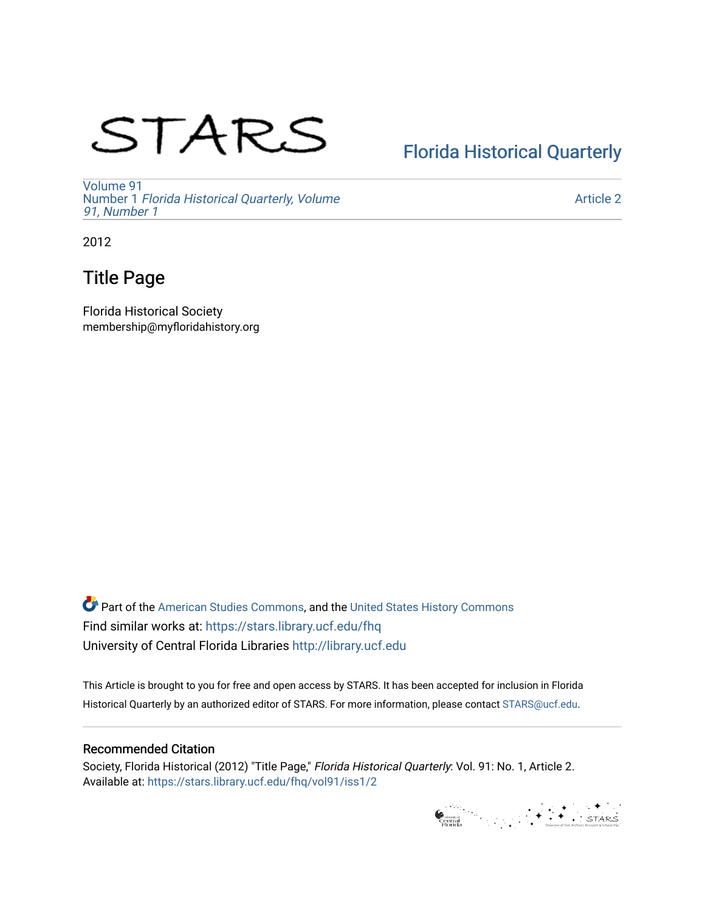STARS

Florida Historical Quarterly

Volume 91
Number 1 *Florida Historical Quarterly, Volume 91, Number 1*

Article 2

2012

# Title Page

Florida Historical Society
membership@myfloridahistory.org

Part of the American Studies Commons, and the United States History Commons
Find similar works at: https://stars.library.ucf.edu/fhq
University of Central Florida Libraries http://library.ucf.edu

This Article is brought to you for free and open access by STARS. It has been accepted for inclusion in Florida Historical Quarterly by an authorized editor of STARS. For more information, please contact STARS@ucf.edu.

## Recommended Citation

Society, Florida Historical (2012) "Title Page," *Florida Historical Quarterly*: Vol. 91: No. 1, Article 2.
Available at: https://stars.library.ucf.edu/fhq/vol91/iss1/2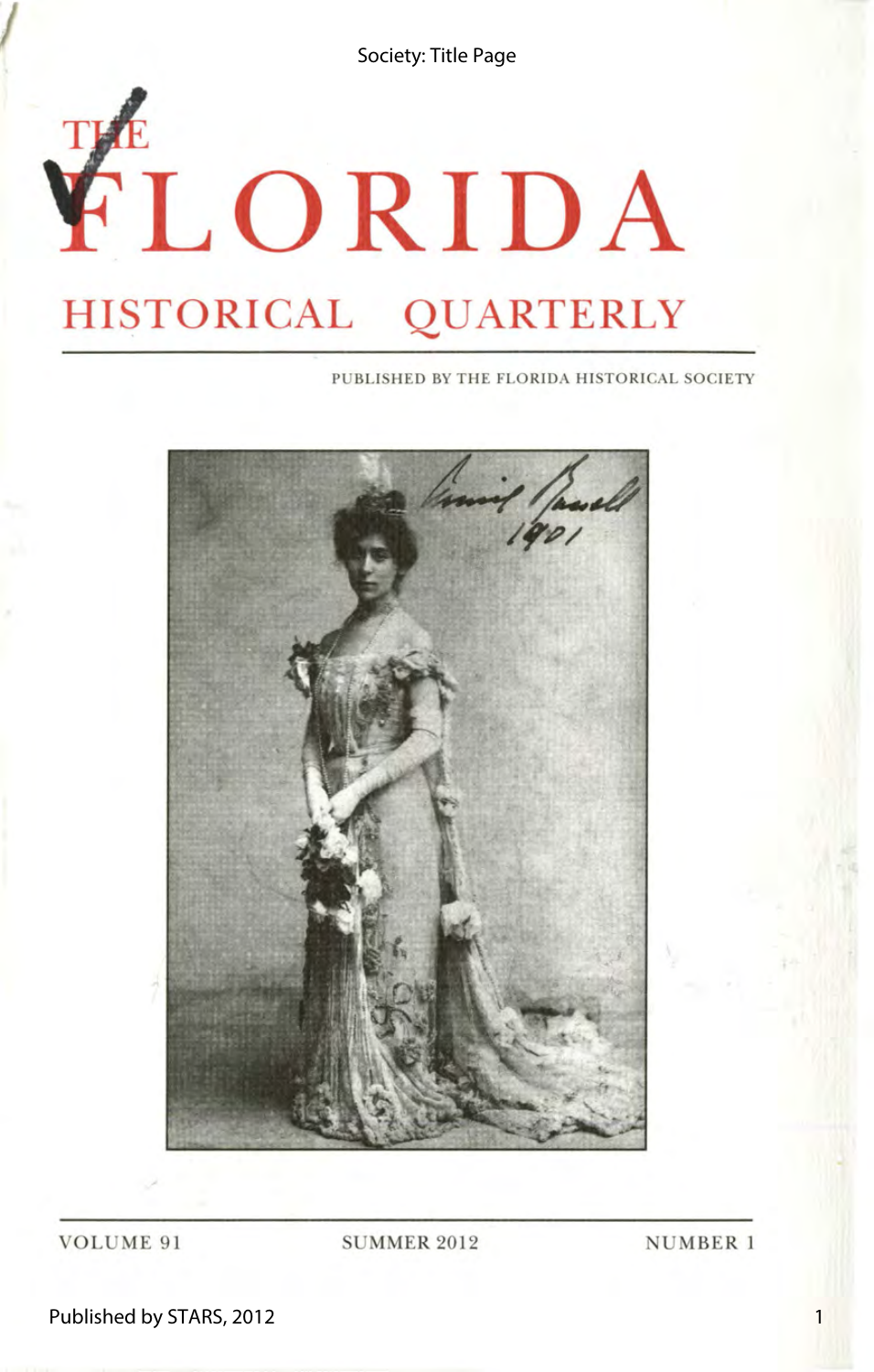# THE FLORIDA HISTORICAL QUARTERLY

PUBLISHED BY THE FLORIDA HISTORICAL SOCIETY

VOLUME 91 | SUMMER 2012 | NUMBER 1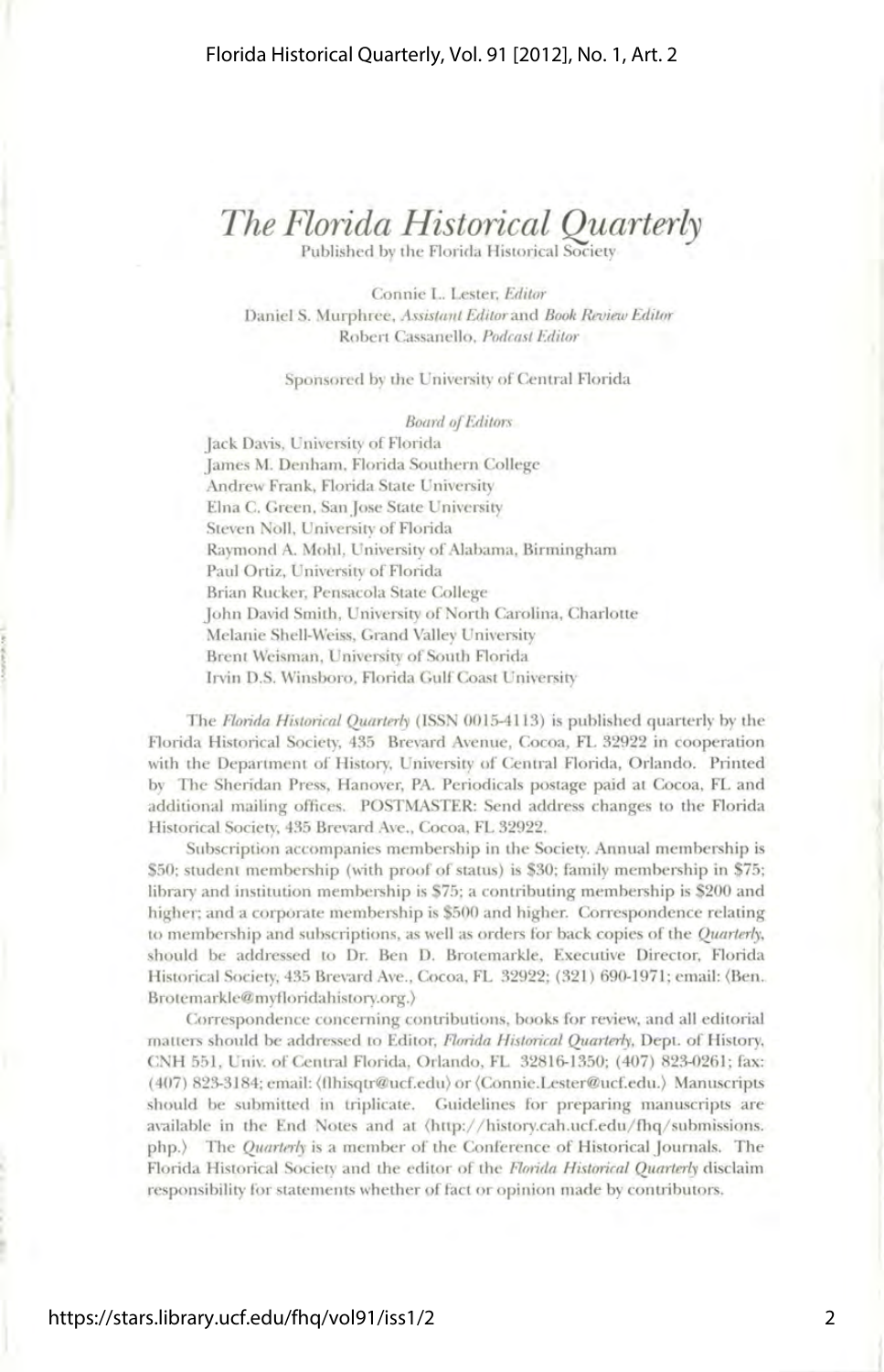# *The Florida Historical Quarterly*

Published by the Florida Historical Society

Connie L. Lester, *Editor*
Daniel S. Murphree, *Assistant Editor* and *Book Review Editor*
Robert Cassanello, *Podcast Editor*

Sponsored by the University of Central Florida

*Board of Editors*

Jack Davis, University of Florida
James M. Denham, Florida Southern College
Andrew Frank, Florida State University
Elna C. Green, San Jose State University
Steven Noll, University of Florida
Raymond A. Mohl, University of Alabama, Birmingham
Paul Ortiz, University of Florida
Brian Rucker, Pensacola State College
John David Smith, University of North Carolina, Charlotte
Melanie Shell-Weiss, Grand Valley University
Brent Weisman, University of South Florida
Irvin D.S. Winsboro, Florida Gulf Coast University

The *Florida Historical Quarterly* (ISSN 0015-4113) is published quarterly by the Florida Historical Society, 435 Brevard Avenue, Cocoa, FL 32922 in cooperation with the Department of History, University of Central Florida, Orlando. Printed by The Sheridan Press, Hanover, PA. Periodicals postage paid at Cocoa, FL and additional mailing offices. POSTMASTER: Send address changes to the Florida Historical Society, 435 Brevard Ave., Cocoa, FL 32922.

Subscription accompanies membership in the Society. Annual membership is $50; student membership (with proof of status) is $30; family membership in $75; library and institution membership is $75; a contributing membership is $200 and higher; and a corporate membership is $500 and higher. Correspondence relating to membership and subscriptions, as well as orders for back copies of the *Quarterly*, should be addressed to Dr. Ben D. Brotemarkle, Executive Director, Florida Historical Society, 435 Brevard Ave., Cocoa, FL 32922; (321) 690-1971; email: ⟨Ben.Brotemarkle@myfloridahistory.org.⟩

Correspondence concerning contributions, books for review, and all editorial matters should be addressed to Editor, *Florida Historical Quarterly*, Dept. of History, CNH 551, Univ. of Central Florida, Orlando, FL 32816-1350; (407) 823-0261; fax: (407) 823-3184; email: ⟨flhisqtr@ucf.edu⟩ or ⟨Connie.Lester@ucf.edu.⟩ Manuscripts should be submitted in triplicate. Guidelines for preparing manuscripts are available in the End Notes and at ⟨http://history.cah.ucf.edu/fhq/submissions.php.⟩ The *Quarterly* is a member of the Conference of Historical Journals. The Florida Historical Society and the editor of the *Florida Historical Quarterly* disclaim responsibility for statements whether of fact or opinion made by contributors.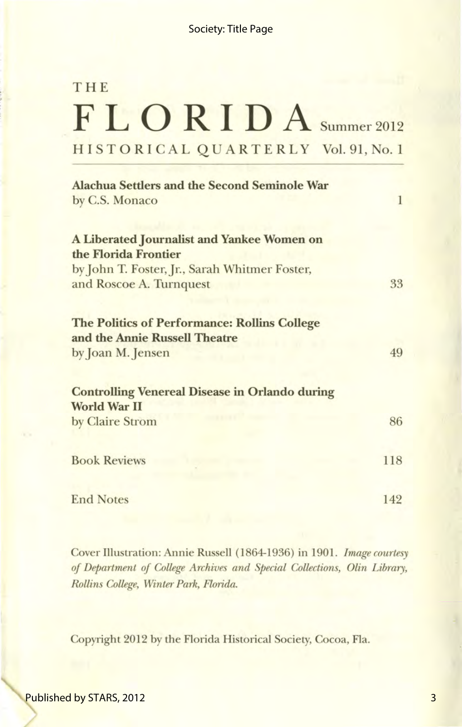# THE FLORIDA HISTORICAL QUARTERLY

Summer 2012 — Vol. 91, No. 1

| | |
|---|---|
| **Alachua Settlers and the Second Seminole War** <br> by C.S. Monaco | 1 |
| **A Liberated Journalist and Yankee Women on the Florida Frontier** <br> by John T. Foster, Jr., Sarah Whitmer Foster, and Roscoe A. Turnquest | 33 |
| **The Politics of Performance: Rollins College and the Annie Russell Theatre** <br> by Joan M. Jensen | 49 |
| **Controlling Venereal Disease in Orlando during World War II** <br> by Claire Strom | 86 |
| Book Reviews | 118 |
| End Notes | 142 |

Cover Illustration: Annie Russell (1864-1936) in 1901. *Image courtesy of Department of College Archives and Special Collections, Olin Library, Rollins College, Winter Park, Florida.*

Copyright 2012 by the Florida Historical Society, Cocoa, Fla.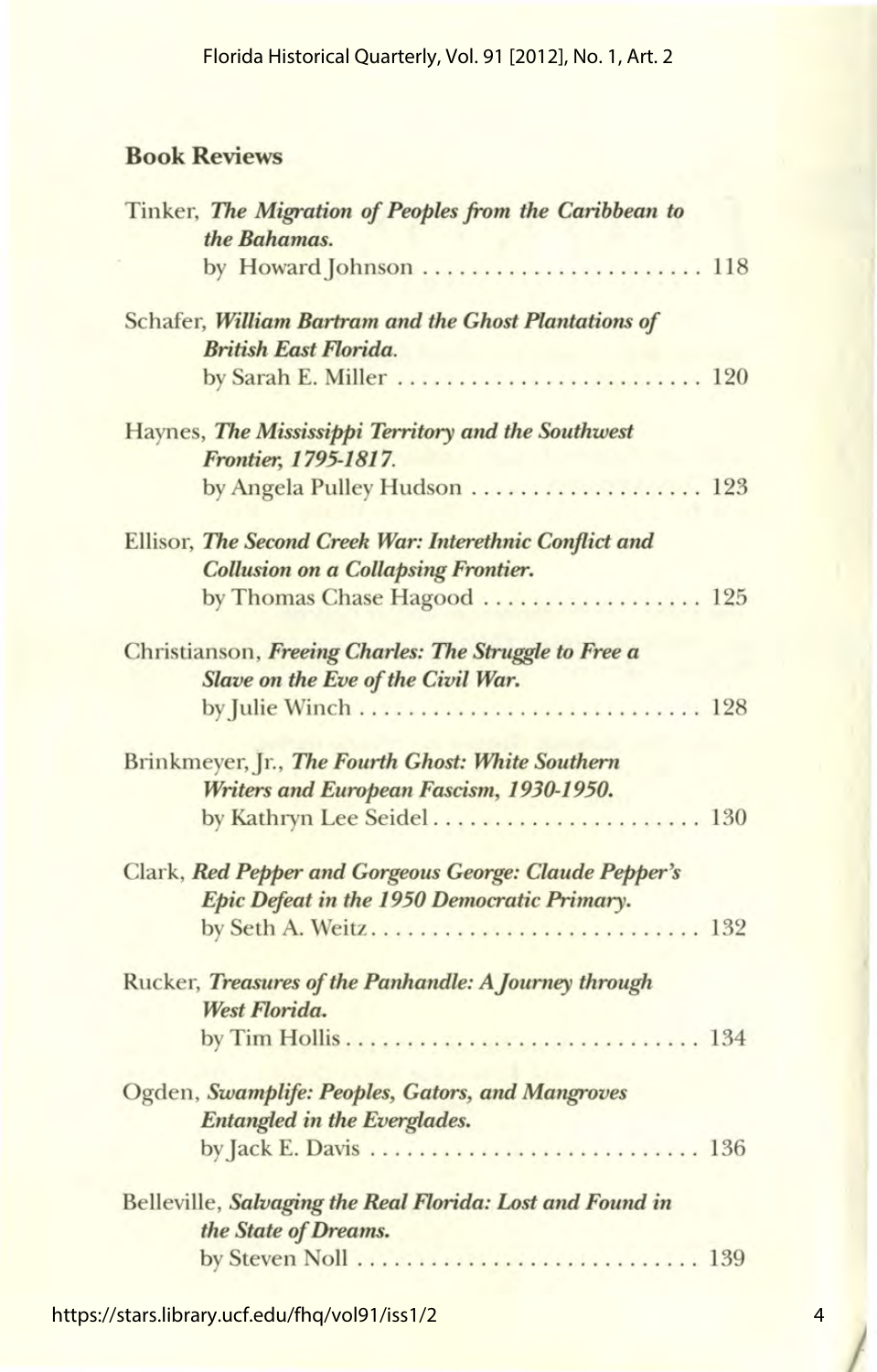## Book Reviews

Tinker, *The Migration of Peoples from the Caribbean to the Bahamas.*
by Howard Johnson ........................ 118

Schafer, *William Bartram and the Ghost Plantations of British East Florida.*
by Sarah E. Miller ........................ 120

Haynes, *The Mississippi Territory and the Southwest Frontier, 1795-1817.*
by Angela Pulley Hudson ........................ 123

Ellisor, *The Second Creek War: Interethnic Conflict and Collusion on a Collapsing Frontier.*
by Thomas Chase Hagood ........................ 125

Christianson, *Freeing Charles: The Struggle to Free a Slave on the Eve of the Civil War.*
by Julie Winch ........................ 128

Brinkmeyer, Jr., *The Fourth Ghost: White Southern Writers and European Fascism, 1930-1950.*
by Kathryn Lee Seidel ........................ 130

Clark, *Red Pepper and Gorgeous George: Claude Pepper's Epic Defeat in the 1950 Democratic Primary.*
by Seth A. Weitz ........................ 132

Rucker, *Treasures of the Panhandle: A Journey through West Florida.*
by Tim Hollis ........................ 134

Ogden, *Swamplife: Peoples, Gators, and Mangroves Entangled in the Everglades.*
by Jack E. Davis ........................ 136

Belleville, *Salvaging the Real Florida: Lost and Found in the State of Dreams.*
by Steven Noll ........................ 139